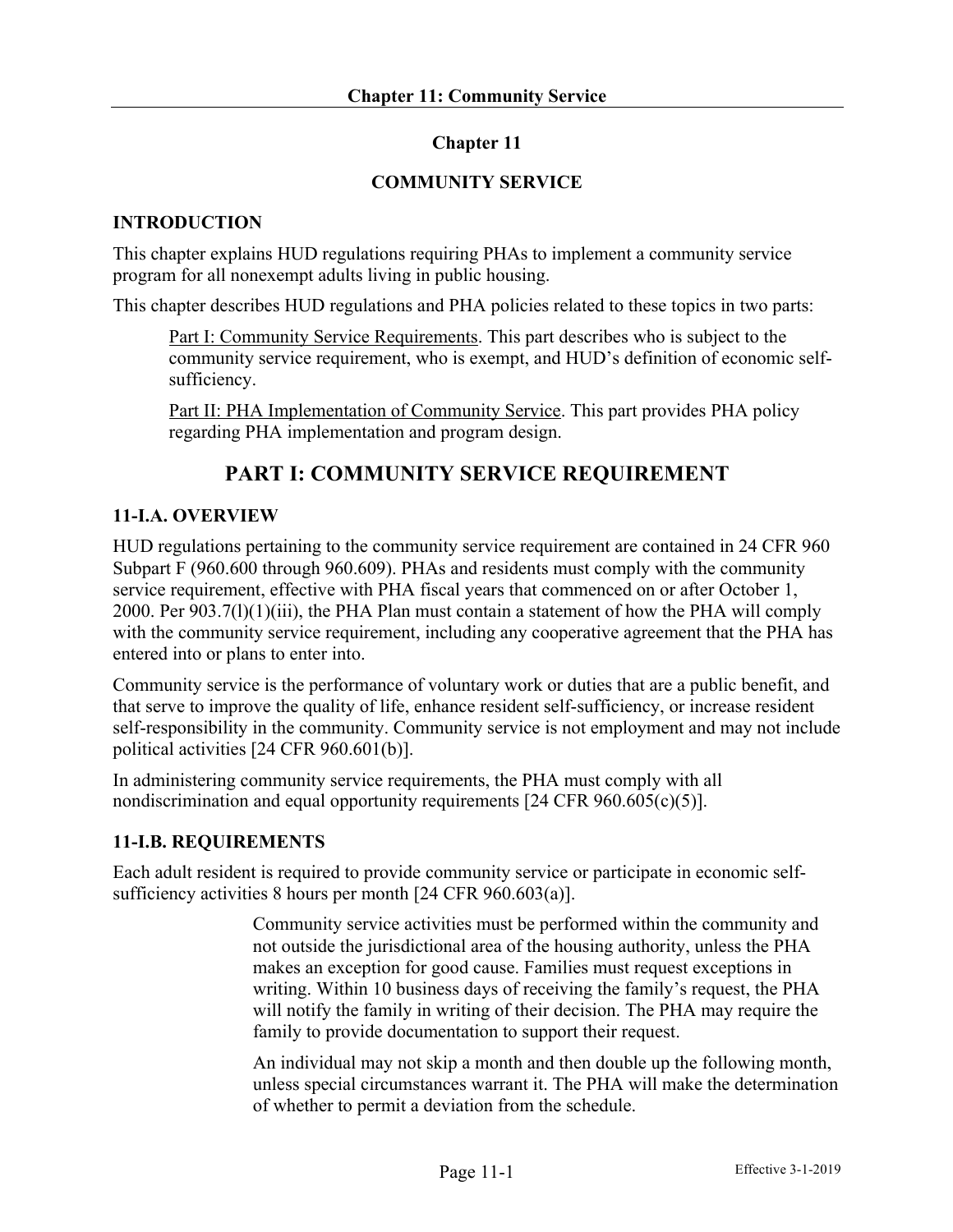# Chapter 11

## COMMUNITY SERVICE

### INTRODUCTION

This chapter explains HUD regulations requiring PHAs to implement a community service program for all nonexempt adults living in public housing.

This chapter describes HUD regulations and PHA policies related to these topics in two parts:

> Part I: Community Service Requirements. This part describes who is subject to the community service requirement, who is exempt, and HUD's definition of economic self-sufficiency.
>
> Part II: PHA Implementation of Community Service. This part provides PHA policy regarding PHA implementation and program design.

## PART I: COMMUNITY SERVICE REQUIREMENT

### 11-I.A. OVERVIEW

HUD regulations pertaining to the community service requirement are contained in 24 CFR 960 Subpart F (960.600 through 960.609). PHAs and residents must comply with the community service requirement, effective with PHA fiscal years that commenced on or after October 1, 2000. Per 903.7(l)(1)(iii), the PHA Plan must contain a statement of how the PHA will comply with the community service requirement, including any cooperative agreement that the PHA has entered into or plans to enter into.

Community service is the performance of voluntary work or duties that are a public benefit, and that serve to improve the quality of life, enhance resident self-sufficiency, or increase resident self-responsibility in the community. Community service is not employment and may not include political activities [24 CFR 960.601(b)].

In administering community service requirements, the PHA must comply with all nondiscrimination and equal opportunity requirements [24 CFR 960.605(c)(5)].

### 11-I.B. REQUIREMENTS

Each adult resident is required to provide community service or participate in economic self-sufficiency activities 8 hours per month [24 CFR 960.603(a)].

> Community service activities must be performed within the community and not outside the jurisdictional area of the housing authority, unless the PHA makes an exception for good cause. Families must request exceptions in writing. Within 10 business days of receiving the family's request, the PHA will notify the family in writing of their decision. The PHA may require the family to provide documentation to support their request.
>
> An individual may not skip a month and then double up the following month, unless special circumstances warrant it. The PHA will make the determination of whether to permit a deviation from the schedule.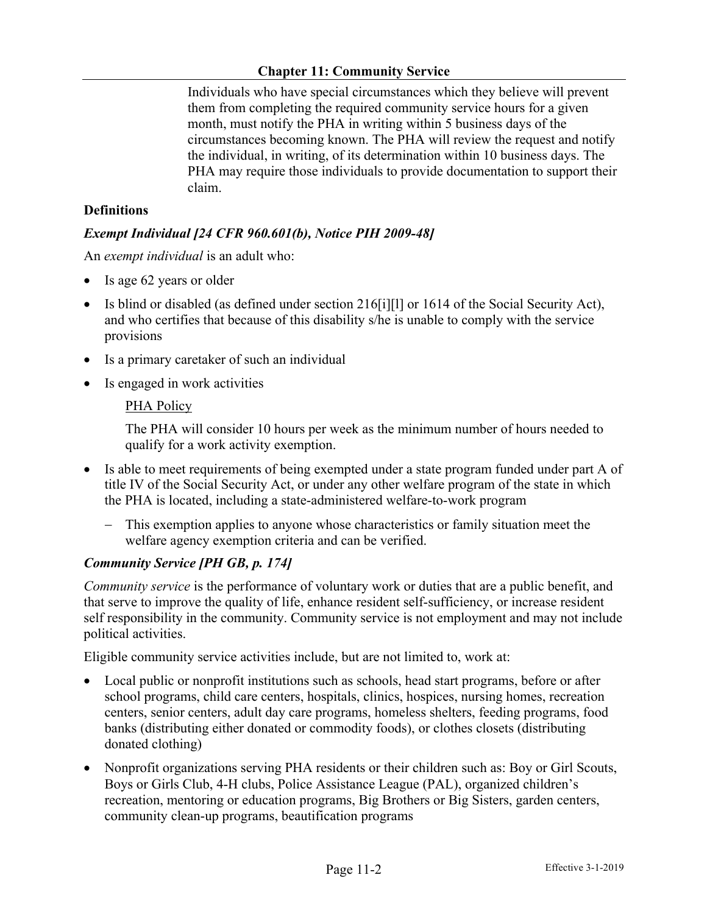Individuals who have special circumstances which they believe will prevent them from completing the required community service hours for a given month, must notify the PHA in writing within 5 business days of the circumstances becoming known. The PHA will review the request and notify the individual, in writing, of its determination within 10 business days. The PHA may require those individuals to provide documentation to support their claim.

**Definitions**

***Exempt Individual [24 CFR 960.601(b), Notice PIH 2009-48]***

An *exempt individual* is an adult who:

- Is age 62 years or older
- Is blind or disabled (as defined under section 216[i][l] or 1614 of the Social Security Act), and who certifies that because of this disability s/he is unable to comply with the service provisions
- Is a primary caretaker of such an individual
- Is engaged in work activities

  PHA Policy

  The PHA will consider 10 hours per week as the minimum number of hours needed to qualify for a work activity exemption.

- Is able to meet requirements of being exempted under a state program funded under part A of title IV of the Social Security Act, or under any other welfare program of the state in which the PHA is located, including a state-administered welfare-to-work program
  - This exemption applies to anyone whose characteristics or family situation meet the welfare agency exemption criteria and can be verified.

***Community Service [PH GB, p. 174]***

*Community service* is the performance of voluntary work or duties that are a public benefit, and that serve to improve the quality of life, enhance resident self-sufficiency, or increase resident self responsibility in the community. Community service is not employment and may not include political activities.

Eligible community service activities include, but are not limited to, work at:

- Local public or nonprofit institutions such as schools, head start programs, before or after school programs, child care centers, hospitals, clinics, hospices, nursing homes, recreation centers, senior centers, adult day care programs, homeless shelters, feeding programs, food banks (distributing either donated or commodity foods), or clothes closets (distributing donated clothing)
- Nonprofit organizations serving PHA residents or their children such as: Boy or Girl Scouts, Boys or Girls Club, 4-H clubs, Police Assistance League (PAL), organized children's recreation, mentoring or education programs, Big Brothers or Big Sisters, garden centers, community clean-up programs, beautification programs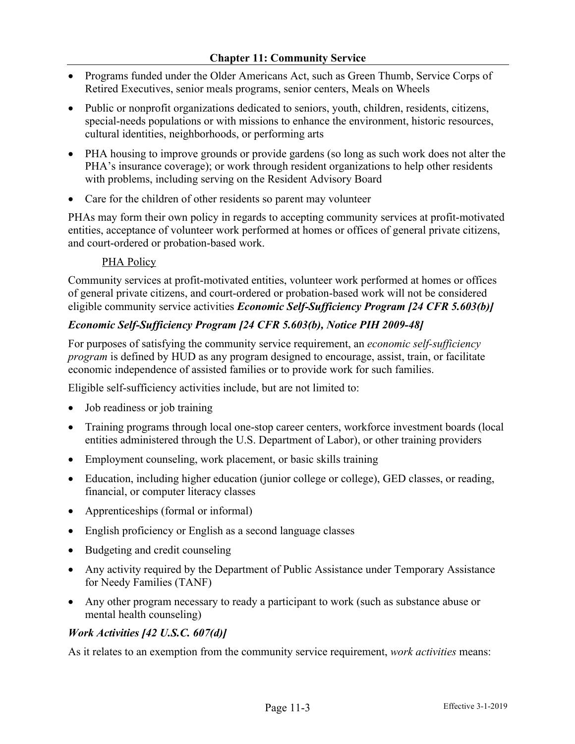- Programs funded under the Older Americans Act, such as Green Thumb, Service Corps of Retired Executives, senior meals programs, senior centers, Meals on Wheels
- Public or nonprofit organizations dedicated to seniors, youth, children, residents, citizens, special-needs populations or with missions to enhance the environment, historic resources, cultural identities, neighborhoods, or performing arts
- PHA housing to improve grounds or provide gardens (so long as such work does not alter the PHA's insurance coverage); or work through resident organizations to help other residents with problems, including serving on the Resident Advisory Board
- Care for the children of other residents so parent may volunteer

PHAs may form their own policy in regards to accepting community services at profit-motivated entities, acceptance of volunteer work performed at homes or offices of general private citizens, and court-ordered or probation-based work.

PHA Policy

Community services at profit-motivated entities, volunteer work performed at homes or offices of general private citizens, and court-ordered or probation-based work will not be considered eligible community service activities ***Economic Self-Sufficiency Program [24 CFR 5.603(b)]***

### *Economic Self-Sufficiency Program [24 CFR 5.603(b), Notice PIH 2009-48]*

For purposes of satisfying the community service requirement, an *economic self-sufficiency program* is defined by HUD as any program designed to encourage, assist, train, or facilitate economic independence of assisted families or to provide work for such families.

Eligible self-sufficiency activities include, but are not limited to:

- Job readiness or job training
- Training programs through local one-stop career centers, workforce investment boards (local entities administered through the U.S. Department of Labor), or other training providers
- Employment counseling, work placement, or basic skills training
- Education, including higher education (junior college or college), GED classes, or reading, financial, or computer literacy classes
- Apprenticeships (formal or informal)
- English proficiency or English as a second language classes
- Budgeting and credit counseling
- Any activity required by the Department of Public Assistance under Temporary Assistance for Needy Families (TANF)
- Any other program necessary to ready a participant to work (such as substance abuse or mental health counseling)

### *Work Activities [42 U.S.C. 607(d)]*

As it relates to an exemption from the community service requirement, *work activities* means: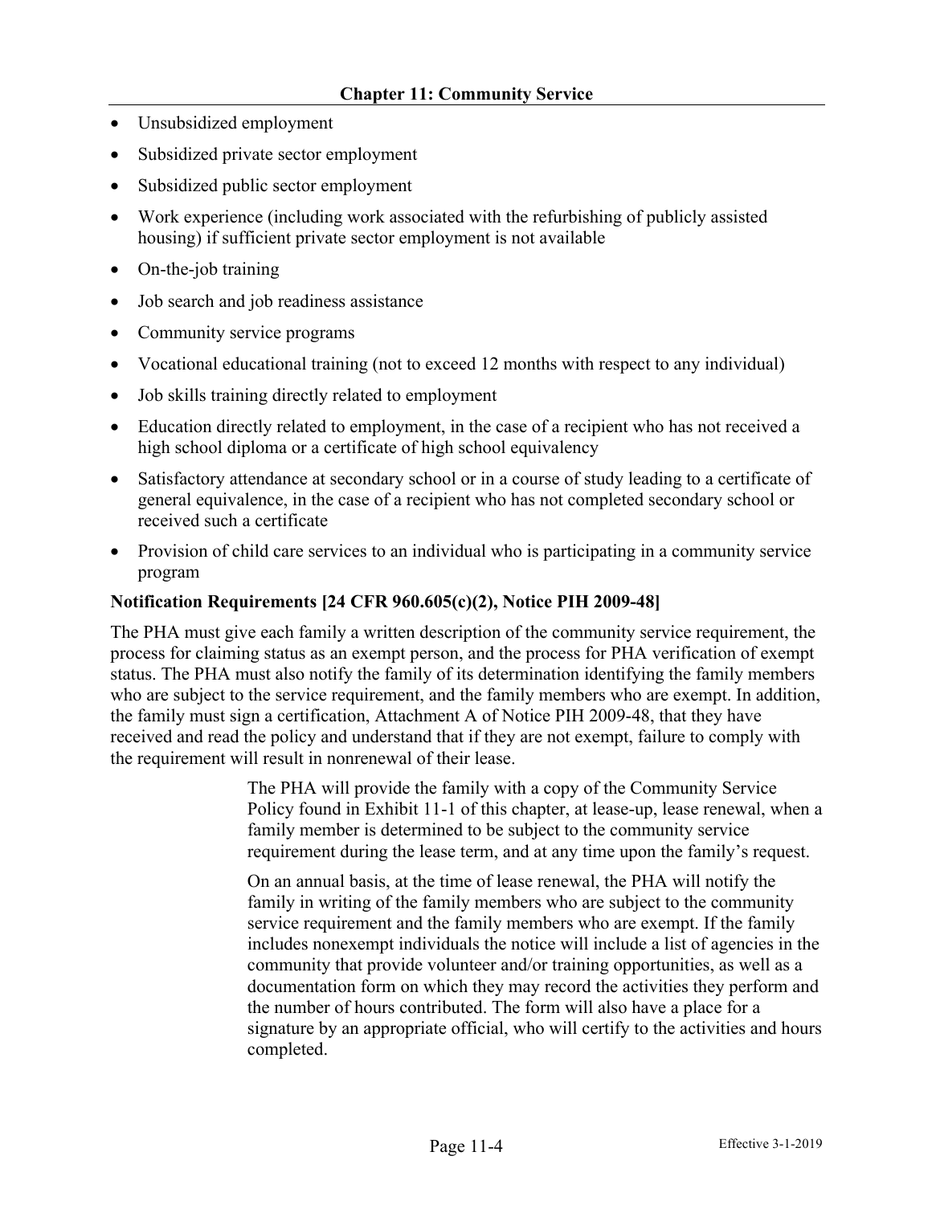- Unsubsidized employment
- Subsidized private sector employment
- Subsidized public sector employment
- Work experience (including work associated with the refurbishing of publicly assisted housing) if sufficient private sector employment is not available
- On-the-job training
- Job search and job readiness assistance
- Community service programs
- Vocational educational training (not to exceed 12 months with respect to any individual)
- Job skills training directly related to employment
- Education directly related to employment, in the case of a recipient who has not received a high school diploma or a certificate of high school equivalency
- Satisfactory attendance at secondary school or in a course of study leading to a certificate of general equivalence, in the case of a recipient who has not completed secondary school or received such a certificate
- Provision of child care services to an individual who is participating in a community service program

### Notification Requirements [24 CFR 960.605(c)(2), Notice PIH 2009-48]

The PHA must give each family a written description of the community service requirement, the process for claiming status as an exempt person, and the process for PHA verification of exempt status. The PHA must also notify the family of its determination identifying the family members who are subject to the service requirement, and the family members who are exempt. In addition, the family must sign a certification, Attachment A of Notice PIH 2009-48, that they have received and read the policy and understand that if they are not exempt, failure to comply with the requirement will result in nonrenewal of their lease.

> The PHA will provide the family with a copy of the Community Service Policy found in Exhibit 11-1 of this chapter, at lease-up, lease renewal, when a family member is determined to be subject to the community service requirement during the lease term, and at any time upon the family's request.
>
> On an annual basis, at the time of lease renewal, the PHA will notify the family in writing of the family members who are subject to the community service requirement and the family members who are exempt. If the family includes nonexempt individuals the notice will include a list of agencies in the community that provide volunteer and/or training opportunities, as well as a documentation form on which they may record the activities they perform and the number of hours contributed. The form will also have a place for a signature by an appropriate official, who will certify to the activities and hours completed.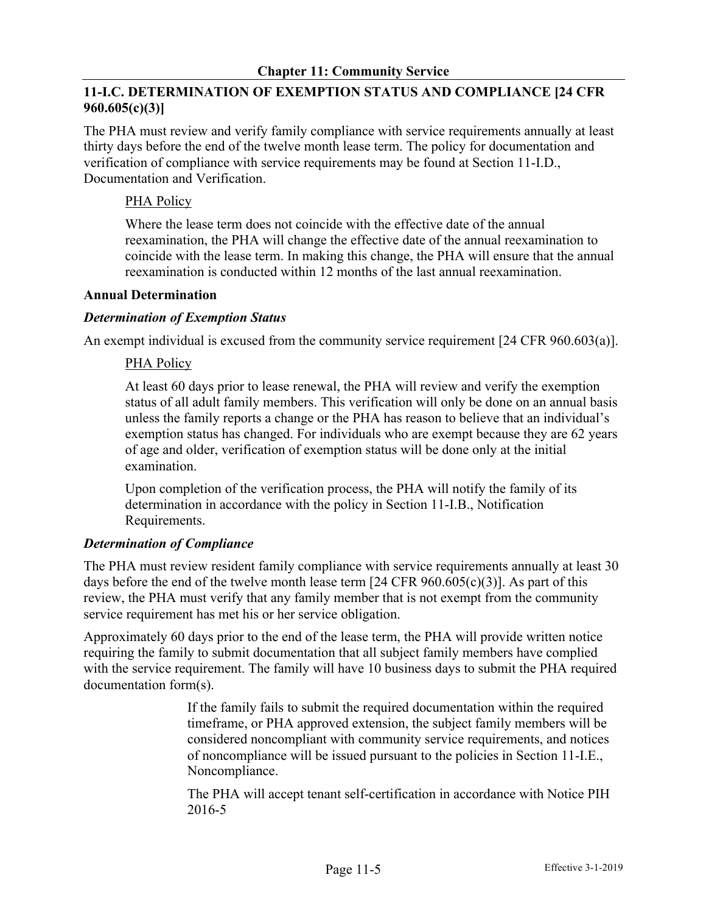## 11-I.C. DETERMINATION OF EXEMPTION STATUS AND COMPLIANCE [24 CFR 960.605(c)(3)]

The PHA must review and verify family compliance with service requirements annually at least thirty days before the end of the twelve month lease term. The policy for documentation and verification of compliance with service requirements may be found at Section 11-I.D., Documentation and Verification.

> PHA Policy
>
> Where the lease term does not coincide with the effective date of the annual reexamination, the PHA will change the effective date of the annual reexamination to coincide with the lease term. In making this change, the PHA will ensure that the annual reexamination is conducted within 12 months of the last annual reexamination.

**Annual Determination**

***Determination of Exemption Status***

An exempt individual is excused from the community service requirement [24 CFR 960.603(a)].

> PHA Policy
>
> At least 60 days prior to lease renewal, the PHA will review and verify the exemption status of all adult family members. This verification will only be done on an annual basis unless the family reports a change or the PHA has reason to believe that an individual's exemption status has changed. For individuals who are exempt because they are 62 years of age and older, verification of exemption status will be done only at the initial examination.
>
> Upon completion of the verification process, the PHA will notify the family of its determination in accordance with the policy in Section 11-I.B., Notification Requirements.

***Determination of Compliance***

The PHA must review resident family compliance with service requirements annually at least 30 days before the end of the twelve month lease term [24 CFR 960.605(c)(3)]. As part of this review, the PHA must verify that any family member that is not exempt from the community service requirement has met his or her service obligation.

Approximately 60 days prior to the end of the lease term, the PHA will provide written notice requiring the family to submit documentation that all subject family members have complied with the service requirement. The family will have 10 business days to submit the PHA required documentation form(s).

> If the family fails to submit the required documentation within the required timeframe, or PHA approved extension, the subject family members will be considered noncompliant with community service requirements, and notices of noncompliance will be issued pursuant to the policies in Section 11-I.E., Noncompliance.
>
> The PHA will accept tenant self-certification in accordance with Notice PIH 2016-5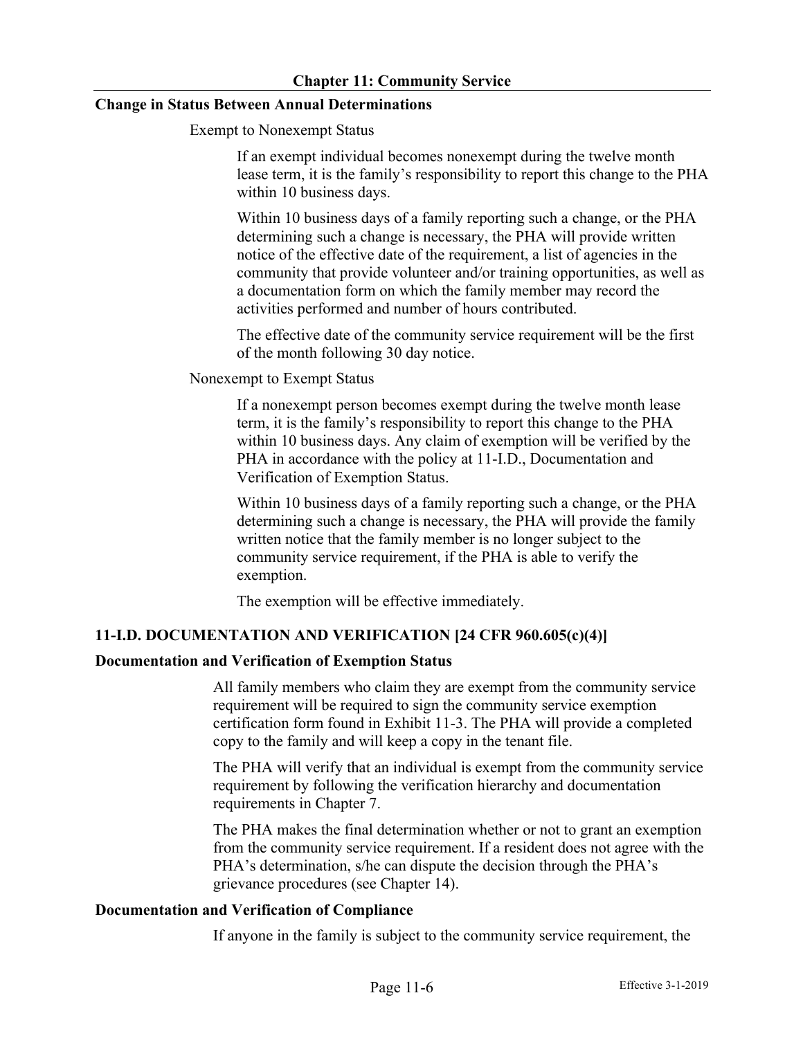### Change in Status Between Annual Determinations

Exempt to Nonexempt Status

If an exempt individual becomes nonexempt during the twelve month lease term, it is the family's responsibility to report this change to the PHA within 10 business days.

Within 10 business days of a family reporting such a change, or the PHA determining such a change is necessary, the PHA will provide written notice of the effective date of the requirement, a list of agencies in the community that provide volunteer and/or training opportunities, as well as a documentation form on which the family member may record the activities performed and number of hours contributed.

The effective date of the community service requirement will be the first of the month following 30 day notice.

Nonexempt to Exempt Status

If a nonexempt person becomes exempt during the twelve month lease term, it is the family's responsibility to report this change to the PHA within 10 business days. Any claim of exemption will be verified by the PHA in accordance with the policy at 11-I.D., Documentation and Verification of Exemption Status.

Within 10 business days of a family reporting such a change, or the PHA determining such a change is necessary, the PHA will provide the family written notice that the family member is no longer subject to the community service requirement, if the PHA is able to verify the exemption.

The exemption will be effective immediately.

## 11-I.D. DOCUMENTATION AND VERIFICATION [24 CFR 960.605(c)(4)]

### Documentation and Verification of Exemption Status

All family members who claim they are exempt from the community service requirement will be required to sign the community service exemption certification form found in Exhibit 11-3. The PHA will provide a completed copy to the family and will keep a copy in the tenant file.

The PHA will verify that an individual is exempt from the community service requirement by following the verification hierarchy and documentation requirements in Chapter 7.

The PHA makes the final determination whether or not to grant an exemption from the community service requirement. If a resident does not agree with the PHA's determination, s/he can dispute the decision through the PHA's grievance procedures (see Chapter 14).

### Documentation and Verification of Compliance

If anyone in the family is subject to the community service requirement, the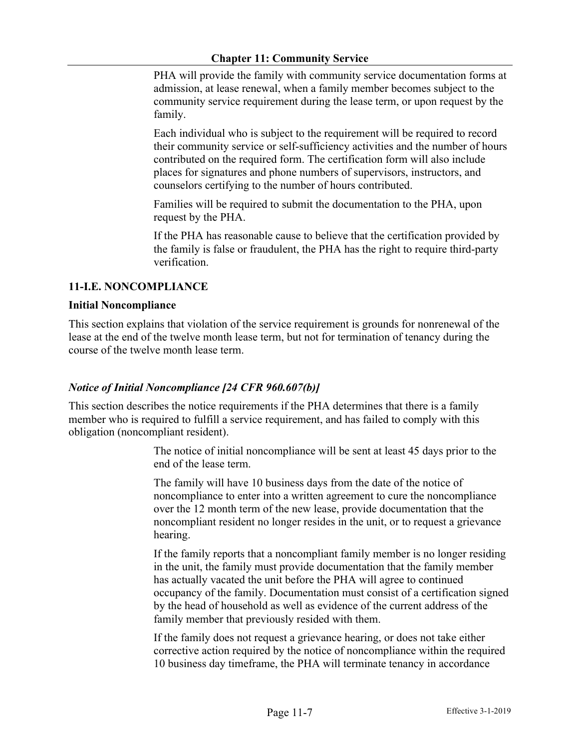PHA will provide the family with community service documentation forms at admission, at lease renewal, when a family member becomes subject to the community service requirement during the lease term, or upon request by the family.

Each individual who is subject to the requirement will be required to record their community service or self-sufficiency activities and the number of hours contributed on the required form. The certification form will also include places for signatures and phone numbers of supervisors, instructors, and counselors certifying to the number of hours contributed.

Families will be required to submit the documentation to the PHA, upon request by the PHA.

If the PHA has reasonable cause to believe that the certification provided by the family is false or fraudulent, the PHA has the right to require third-party verification.

## 11-I.E. NONCOMPLIANCE

### Initial Noncompliance

This section explains that violation of the service requirement is grounds for nonrenewal of the lease at the end of the twelve month lease term, but not for termination of tenancy during the course of the twelve month lease term.

#### *Notice of Initial Noncompliance [24 CFR 960.607(b)]*

This section describes the notice requirements if the PHA determines that there is a family member who is required to fulfill a service requirement, and has failed to comply with this obligation (noncompliant resident).

The notice of initial noncompliance will be sent at least 45 days prior to the end of the lease term.

The family will have 10 business days from the date of the notice of noncompliance to enter into a written agreement to cure the noncompliance over the 12 month term of the new lease, provide documentation that the noncompliant resident no longer resides in the unit, or to request a grievance hearing.

If the family reports that a noncompliant family member is no longer residing in the unit, the family must provide documentation that the family member has actually vacated the unit before the PHA will agree to continued occupancy of the family. Documentation must consist of a certification signed by the head of household as well as evidence of the current address of the family member that previously resided with them.

If the family does not request a grievance hearing, or does not take either corrective action required by the notice of noncompliance within the required 10 business day timeframe, the PHA will terminate tenancy in accordance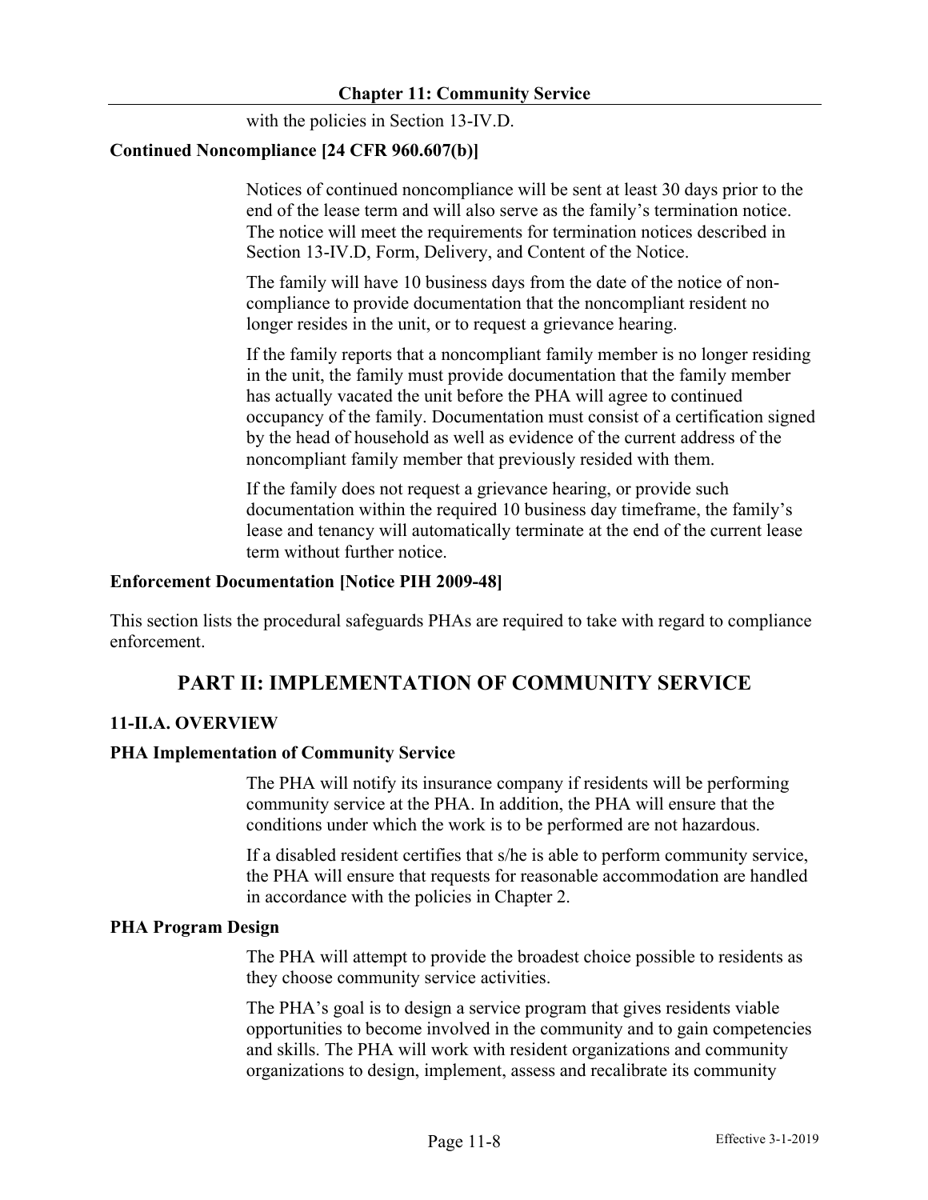with the policies in Section 13-IV.D.

**Continued Noncompliance [24 CFR 960.607(b)]**

Notices of continued noncompliance will be sent at least 30 days prior to the end of the lease term and will also serve as the family's termination notice. The notice will meet the requirements for termination notices described in Section 13-IV.D, Form, Delivery, and Content of the Notice.

The family will have 10 business days from the date of the notice of non-compliance to provide documentation that the noncompliant resident no longer resides in the unit, or to request a grievance hearing.

If the family reports that a noncompliant family member is no longer residing in the unit, the family must provide documentation that the family member has actually vacated the unit before the PHA will agree to continued occupancy of the family. Documentation must consist of a certification signed by the head of household as well as evidence of the current address of the noncompliant family member that previously resided with them.

If the family does not request a grievance hearing, or provide such documentation within the required 10 business day timeframe, the family's lease and tenancy will automatically terminate at the end of the current lease term without further notice.

**Enforcement Documentation [Notice PIH 2009-48]**

This section lists the procedural safeguards PHAs are required to take with regard to compliance enforcement.

## PART II: IMPLEMENTATION OF COMMUNITY SERVICE

### 11-II.A. OVERVIEW

**PHA Implementation of Community Service**

The PHA will notify its insurance company if residents will be performing community service at the PHA. In addition, the PHA will ensure that the conditions under which the work is to be performed are not hazardous.

If a disabled resident certifies that s/he is able to perform community service, the PHA will ensure that requests for reasonable accommodation are handled in accordance with the policies in Chapter 2.

**PHA Program Design**

The PHA will attempt to provide the broadest choice possible to residents as they choose community service activities.

The PHA's goal is to design a service program that gives residents viable opportunities to become involved in the community and to gain competencies and skills. The PHA will work with resident organizations and community organizations to design, implement, assess and recalibrate its community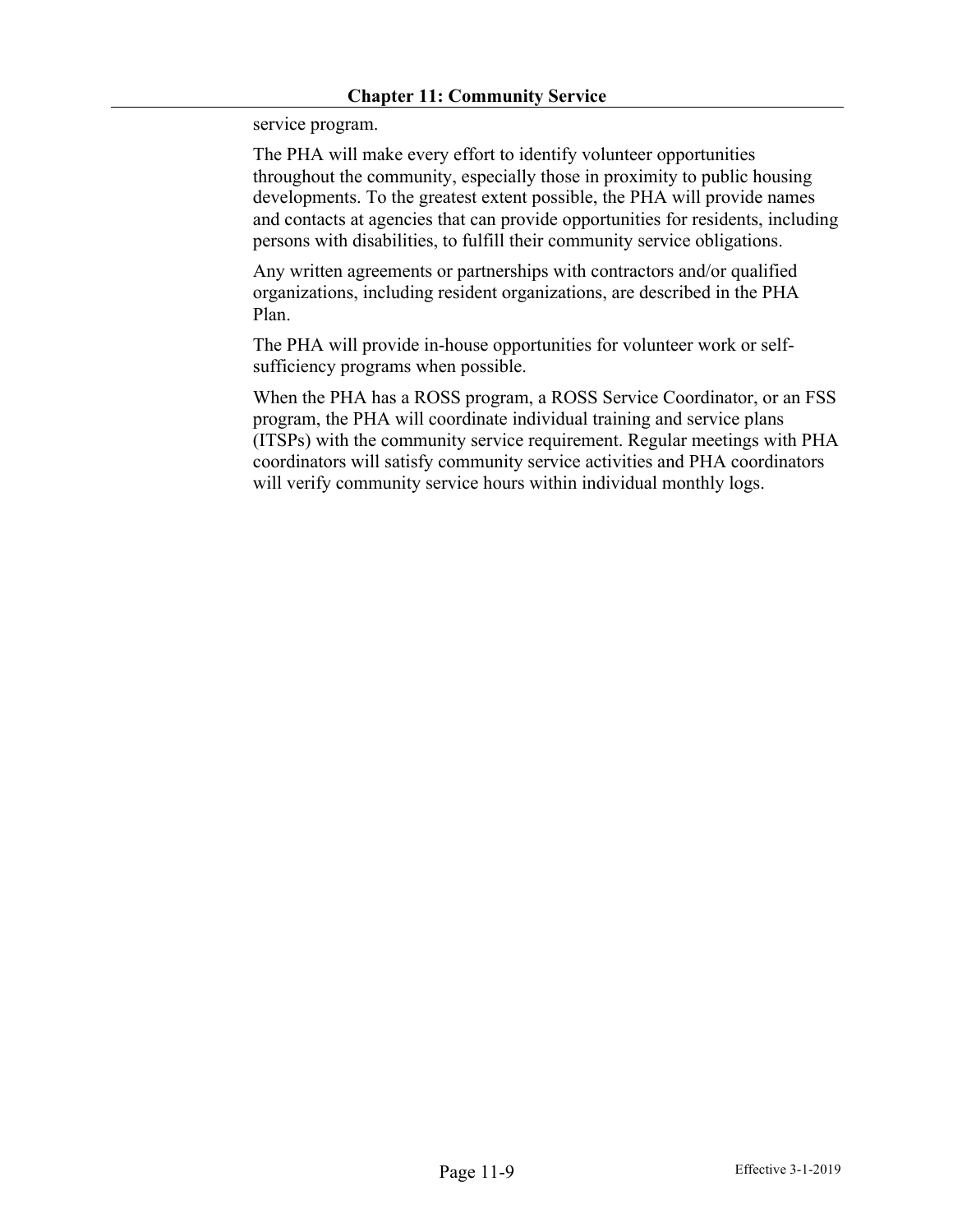service program.

The PHA will make every effort to identify volunteer opportunities throughout the community, especially those in proximity to public housing developments. To the greatest extent possible, the PHA will provide names and contacts at agencies that can provide opportunities for residents, including persons with disabilities, to fulfill their community service obligations.

Any written agreements or partnerships with contractors and/or qualified organizations, including resident organizations, are described in the PHA Plan.

The PHA will provide in-house opportunities for volunteer work or self-sufficiency programs when possible.

When the PHA has a ROSS program, a ROSS Service Coordinator, or an FSS program, the PHA will coordinate individual training and service plans (ITSPs) with the community service requirement. Regular meetings with PHA coordinators will satisfy community service activities and PHA coordinators will verify community service hours within individual monthly logs.